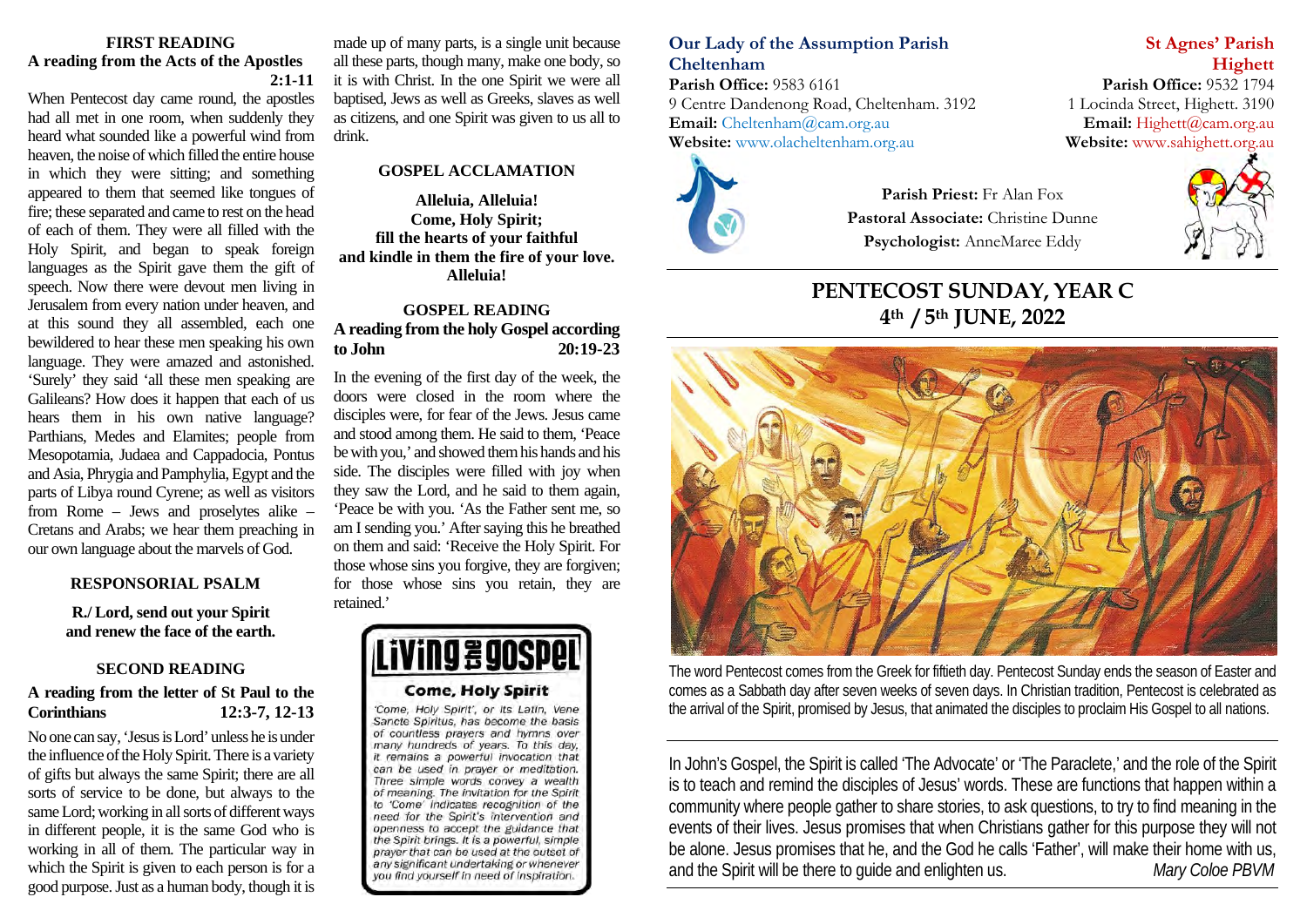## FIRST READING

**A reading from the Acts of the Apostles 2:1-11**

When Pentecost day came round, the apostles had all met in one room, when suddenly they heard what sounded like a powerful wind from heaven, the noise of which filled the entire house in which they were sitting; and something appeared to them that seemed like tongues of fire; these separated and came to rest on the head of each of them. They were all filled with the Holy Spirit, and began to speak foreign languages as the Spirit gave them the gift of speech. Now there were devout men living in Jerusalem from every nation under heaven, and at this sound they all assembled, each one bewildered to hear these men speaking his own language. They were amazed and astonished. 'Surely' they said 'all these men speaking are Galileans? How does it happen that each of us hears them in his own native language? Parthians, Medes and Elamites; people from Mesopotamia, Judaea and Cappadocia, Pontus and Asia, Phrygia and Pamphylia, Egypt and the parts of Libya round Cyrene; as well as visitors from Rome – Jews and proselytes alike – Cretans and Arabs; we hear them preaching in our own language about the marvels of God.

## RESPONSORIAL PSALM

**R./ Lord, send out your Spirit and renew the face of the earth.**

## SECOND READING

**A reading from the letter of St Paul to the Corinthians 12:3-7, 12-13**

No one can say, 'Jesus is Lord' unless he is under the influence of the Holy Spirit. There is a variety of gifts but always the same Spirit; there are all sorts of service to be done, but always to the same Lord; working in all sorts of different ways in different people, it is the same God who is working in all of them. The particular way in which the Spirit is given to each person is for a good purpose. Just as a human body, though it is made up of many parts, is a single unit because all these parts, though many, make one body, so it is with Christ. In the one Spirit we were all baptised, Jews as well as Greeks, slaves as well as citizens, and one Spirit was given to us all to drink.

## GOSPEL ACCLAMATION

**Alleluia, Alleluia!**
**Come, Holy Spirit;**
**fill the hearts of your faithful**
**and kindle in them the fire of your love.**
**Alleluia!**

## GOSPEL READING

**A reading from the holy Gospel according to John 20:19-23**

In the evening of the first day of the week, the doors were closed in the room where the disciples were, for fear of the Jews. Jesus came and stood among them. He said to them, 'Peace be with you,' and showed them his hands and his side. The disciples were filled with joy when they saw the Lord, and he said to them again, 'Peace be with you. 'As the Father sent me, so am I sending you.' After saying this he breathed on them and said: 'Receive the Holy Spirit. For those whose sins you forgive, they are forgiven; for those whose sins you retain, they are retained.'

### Living the Gospel

**Come, Holy Spirit**

'Come, Holy Spirit', or its Latin, Vene Sancte Spiritus, has become the basis of countless prayers and hymns over many hundreds of years. To this day, it remains a powerful invocation that can be used in prayer or meditation. Three simple words convey a wealth of meaning. The invitation for the Spirit to 'Come' indicates recognition of the need for the Spirit's intervention and openness to accept the guidance that the Spirit brings. It is a powerful, simple prayer that can be used at the outset of any significant undertaking or whenever you find yourself in need of inspiration.

**Our Lady of the Assumption Parish Cheltenham**
**Parish Office:** 9583 6161
9 Centre Dandenong Road, Cheltenham. 3192
**Email:** Cheltenham@cam.org.au
**Website:** www.olacheltenham.org.au

**St Agnes' Parish Highett**
**Parish Office:** 9532 1794
1 Locinda Street, Highett. 3190
**Email:** Highett@cam.org.au
**Website:** www.sahighett.org.au

**Parish Priest:** Fr Alan Fox
**Pastoral Associate:** Christine Dunne
**Psychologist:** AnneMaree Eddy

# PENTECOST SUNDAY, YEAR C
## 4th / 5th JUNE, 2022

The word Pentecost comes from the Greek for fiftieth day. Pentecost Sunday ends the season of Easter and comes as a Sabbath day after seven weeks of seven days. In Christian tradition, Pentecost is celebrated as the arrival of the Spirit, promised by Jesus, that animated the disciples to proclaim His Gospel to all nations.

In John's Gospel, the Spirit is called 'The Advocate' or 'The Paraclete,' and the role of the Spirit is to teach and remind the disciples of Jesus' words. These are functions that happen within a community where people gather to share stories, to ask questions, to try to find meaning in the events of their lives. Jesus promises that when Christians gather for this purpose they will not be alone. Jesus promises that he, and the God he calls 'Father', will make their home with us, and the Spirit will be there to guide and enlighten us. *Mary Coloe PBVM*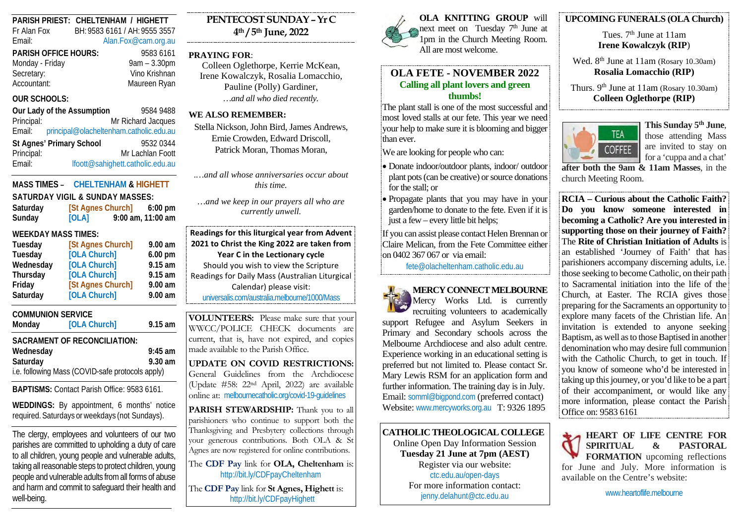**PARISH PRIEST: CHELTENHAM / HIGHETT**

| | |
|---|---|
| Fr Alan Fox | BH: 9583 6161 / AH: 9555 3557 |
| Email: | Alan.Fox@cam.org.au |
| **PARISH OFFICE HOURS:** | 9583 6161 |
| Monday - Friday | 9am – 3.30pm |
| Secretary: | Vino Krishnan |
| Accountant: | Maureen Ryan |

**OUR SCHOOLS:**

| | |
|---|---|
| **Our Lady of the Assumption** | 9584 9488 |
| Principal: | Mr Richard Jacques |
| Email: | principal@olacheltenham.catholic.edu.au |
| **St Agnes' Primary School** | 9532 0344 |
| Principal: | Mr Lachlan Foott |
| Email: | lfoott@sahighett.catholic.edu.au |

**MASS TIMES – CHELTENHAM & HIGHETT**

**SATURDAY VIGIL & SUNDAY MASSES:**

| | | |
|---|---|---|
| **Saturday** | **[St Agnes Church]** | **6:00 pm** |
| **Sunday** | **[OLA]** | **9:00 am, 11:00 am** |

**WEEKDAY MASS TIMES:**

| | | |
|---|---|---|
| **Tuesday** | **[St Agnes Church]** | **9.00 am** |
| **Tuesday** | **[OLA Church]** | **6.00 pm** |
| **Wednesday** | **[OLA Church]** | **9.15 am** |
| **Thursday** | **[OLA Church]** | **9.15 am** |
| **Friday** | **[St Agnes Church]** | **9.00 am** |
| **Saturday** | **[OLA Church]** | **9.00 am** |

**COMMUNION SERVICE**

| | | |
|---|---|---|
| **Monday** | **[OLA Church]** | **9.15 am** |

**SACRAMENT OF RECONCILIATION:**

| | |
|---|---|
| **Wednesday** | **9:45 am** |
| **Saturday** | **9.30 am** |

i.e. following Mass (COVID-safe protocols apply)

**BAPTISMS:** Contact Parish Office: 9583 6161.

**WEDDINGS:** By appointment, 6 months' notice required. Saturdays or weekdays (not Sundays).

The clergy, employees and volunteers of our two parishes are committed to upholding a duty of care to all children, young people and vulnerable adults, taking all reasonable steps to protect children, young people and vulnerable adults from all forms of abuse and harm and commit to safeguard their health and well-being.

# PENTECOST SUNDAY – Yr C
## 4th / 5th June, 2022

**PRAYING FOR**:

Colleen Oglethorpe, Kerrie McKean, Irene Kowalczyk, Rosalia Lomacchio, Pauline (Polly) Gardiner,
*…and all who died recently.*

**WE ALSO REMEMBER:**

Stella Nickson, John Bird, James Andrews, Ernie Crowden, Edward Driscoll, Patrick Moran, Thomas Moran,

*….and all whose anniversaries occur about this time.*

*…and we keep in our prayers all who are currently unwell.*

**Readings for this liturgical year from Advent 2021 to Christ the King 2022 are taken from Year C in the Lectionary cycle**

Should you wish to view the Scripture Readings for Daily Mass (Australian Liturgical Calendar) please visit:
universalis.com/australia.melbourne/1000/Mass

**VOLUNTEERS:** Please make sure that your WWCC/POLICE CHECK documents are current, that is, have not expired, and copies made available to the Parish Office.

**UPDATE ON COVID RESTRICTIONS:** General Guidelines from the Archdiocese (Update #58: 22nd April, 2022) are available online at: melbournecatholic.org/covid-19-guidelines

**PARISH STEWARDSHIP:** Thank you to all parishioners who continue to support both the Thanksgiving and Presbytery collections through your generous contributions. Both OLA & St Agnes are now registered for online contributions.

The **CDF Pay** link for **OLA, Cheltenham** is:
http://bit.ly/CDFpayCheltenham

The **CDF Pay** link for **St Agnes, Highett** is:
http://bit.ly/CDFpayHighett

**OLA KNITTING GROUP** will next meet on Tuesday 7th June at 1pm in the Church Meeting Room. All are most welcome.

## OLA FETE - NOVEMBER 2022
### Calling all plant lovers and green thumbs!

The plant stall is one of the most successful and most loved stalls at our fete. This year we need your help to make sure it is blooming and bigger than ever.

We are looking for people who can:

- Donate indoor/outdoor plants, indoor/ outdoor plant pots (can be creative) or source donations for the stall; or
- Propagate plants that you may have in your garden/home to donate to the fete. Even if it is just a few – every little bit helps;

If you can assist please contact Helen Brennan or Claire Melican, from the Fete Committee either on 0402 367 067 or via email:
fete@olacheltenham.catholic.edu.au

**MERCY CONNECT MELBOURNE** Mercy Works Ltd. is currently recruiting volunteers to academically support Refugee and Asylum Seekers in Primary and Secondary schools across the Melbourne Archdiocese and also adult centre. Experience working in an educational setting is preferred but not limited to. Please contact Sr. Mary Lewis RSM for an application form and further information. The training day is in July.
Email: somml@bigpond.com (preferred contact)
Website: www.mercyworks.org.au T: 9326 1895

**CATHOLIC THEOLOGICAL COLLEGE**
Online Open Day Information Session
**Tuesday 21 June at 7pm (AEST)**
Register via our website:
ctc.edu.au/open-days
For more information contact:
jenny.delahunt@ctc.edu.au

**UPCOMING FUNERALS (OLA Church)**

Tues. 7th June at 11am
**Irene Kowalczyk (RIP)**

Wed. 8th June at 11am (Rosary 10.30am)
**Rosalia Lomacchio (RIP)**

Thurs. 9th June at 11am (Rosary 10.30am)
**Colleen Oglethorpe (RIP)**

**This Sunday 5th June**, those attending Mass are invited to stay on for a 'cuppa and a chat' **after both the 9am & 11am Masses**, in the church Meeting Room.

**RCIA – Curious about the Catholic Faith? Do you know someone interested in becoming a Catholic? Are you interested in supporting those on their journey of Faith?** The **Rite of Christian Initiation of Adults** is an established 'Journey of Faith' that has parishioners accompany discerning adults, i.e. those seeking to become Catholic, on their path to Sacramental initiation into the life of the Church, at Easter. The RCIA gives those preparing for the Sacraments an opportunity to explore many facets of the Christian life. An invitation is extended to anyone seeking Baptism, as well as to those Baptised in another denomination who may desire full communion with the Catholic Church, to get in touch. If you know of someone who'd be interested in taking up this journey, or you'd like to be a part of their accompaniment, or would like any more information, please contact the Parish Office on: 9583 6161

**HEART OF LIFE CENTRE FOR SPIRITUAL & PASTORAL FORMATION** upcoming reflections for June and July. More information is available on the Centre's website:

www.heartoflife.melbourne